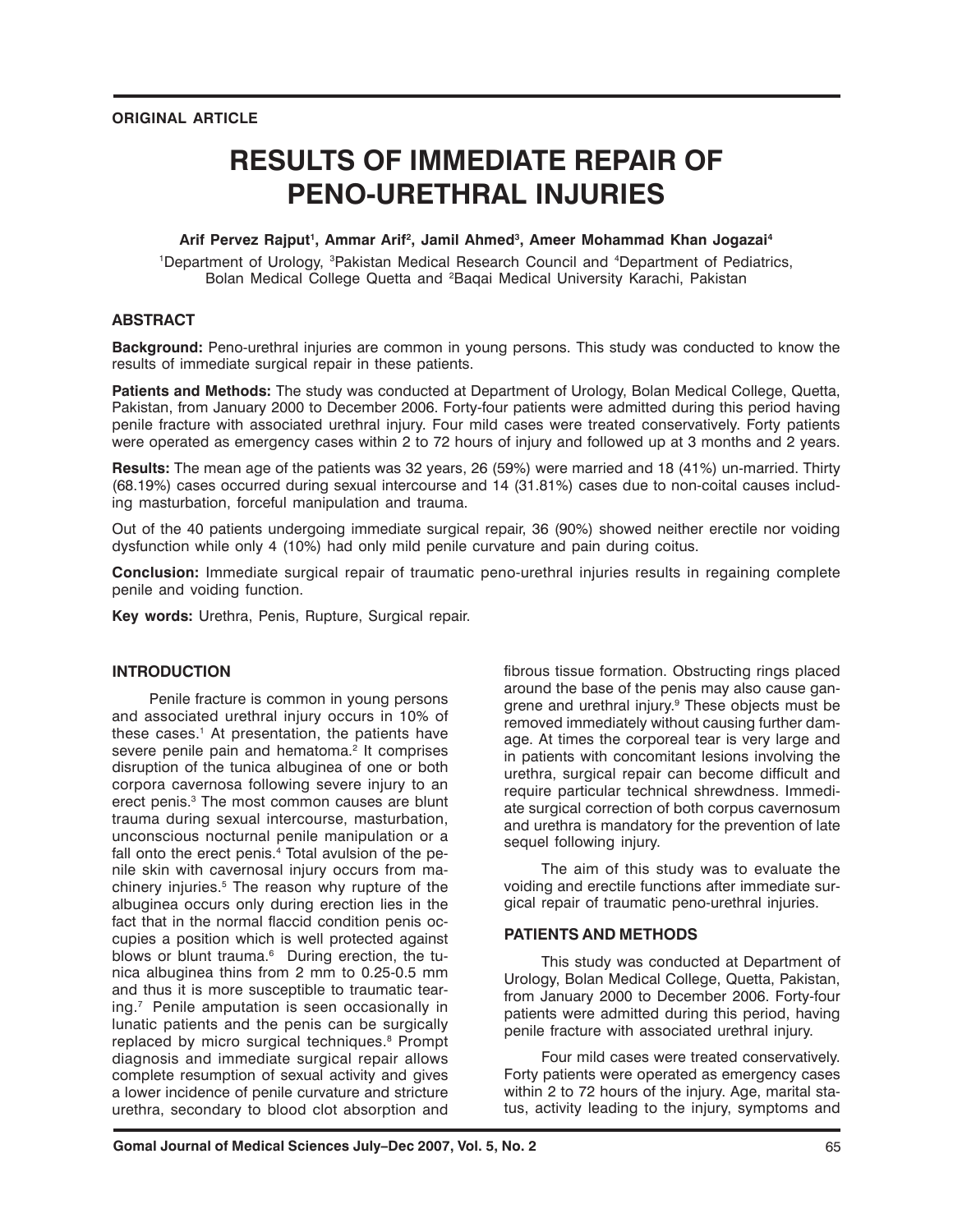**ORIGINAL ARTICLE**

# RESULTS OF IMMEDIATE REPAIR OF PENO-URETHRAL INJURIES

**Arif Pervez Rajput[1], Ammar Arif[2], Jamil Ahmed[3], Ameer Mohammad Khan Jogazai[4]**

[1]Department of Urology, [3]Pakistan Medical Research Council and [4]Department of Pediatrics, Bolan Medical College Quetta and [2]Baqai Medical University Karachi, Pakistan

## ABSTRACT

**Background:** Peno-urethral injuries are common in young persons. This study was conducted to know the results of immediate surgical repair in these patients.

**Patients and Methods:** The study was conducted at Department of Urology, Bolan Medical College, Quetta, Pakistan, from January 2000 to December 2006. Forty-four patients were admitted during this period having penile fracture with associated urethral injury. Four mild cases were treated conservatively. Forty patients were operated as emergency cases within 2 to 72 hours of injury and followed up at 3 months and 2 years.

**Results:** The mean age of the patients was 32 years, 26 (59%) were married and 18 (41%) un-married. Thirty (68.19%) cases occurred during sexual intercourse and 14 (31.81%) cases due to non-coital causes including masturbation, forceful manipulation and trauma.

Out of the 40 patients undergoing immediate surgical repair, 36 (90%) showed neither erectile nor voiding dysfunction while only 4 (10%) had only mild penile curvature and pain during coitus.

**Conclusion:** Immediate surgical repair of traumatic peno-urethral injuries results in regaining complete penile and voiding function.

**Key words:** Urethra, Penis, Rupture, Surgical repair.

## INTRODUCTION

Penile fracture is common in young persons and associated urethral injury occurs in 10% of these cases.[1] At presentation, the patients have severe penile pain and hematoma.[2] It comprises disruption of the tunica albuginea of one or both corpora cavernosa following severe injury to an erect penis.[3] The most common causes are blunt trauma during sexual intercourse, masturbation, unconscious nocturnal penile manipulation or a fall onto the erect penis.[4] Total avulsion of the penile skin with cavernosal injury occurs from machinery injuries.[5] The reason why rupture of the albuginea occurs only during erection lies in the fact that in the normal flaccid condition penis occupies a position which is well protected against blows or blunt trauma.[6] During erection, the tunica albuginea thins from 2 mm to 0.25-0.5 mm and thus it is more susceptible to traumatic tearing.[7] Penile amputation is seen occasionally in lunatic patients and the penis can be surgically replaced by micro surgical techniques.[8] Prompt diagnosis and immediate surgical repair allows complete resumption of sexual activity and gives a lower incidence of penile curvature and stricture urethra, secondary to blood clot absorption and fibrous tissue formation. Obstructing rings placed around the base of the penis may also cause gangrene and urethral injury.[9] These objects must be removed immediately without causing further damage. At times the corporeal tear is very large and in patients with concomitant lesions involving the urethra, surgical repair can become difficult and require particular technical shrewdness. Immediate surgical correction of both corpus cavernosum and urethra is mandatory for the prevention of late sequel following injury.

The aim of this study was to evaluate the voiding and erectile functions after immediate surgical repair of traumatic peno-urethral injuries.

## PATIENTS AND METHODS

This study was conducted at Department of Urology, Bolan Medical College, Quetta, Pakistan, from January 2000 to December 2006. Forty-four patients were admitted during this period, having penile fracture with associated urethral injury.

Four mild cases were treated conservatively. Forty patients were operated as emergency cases within 2 to 72 hours of the injury. Age, marital status, activity leading to the injury, symptoms and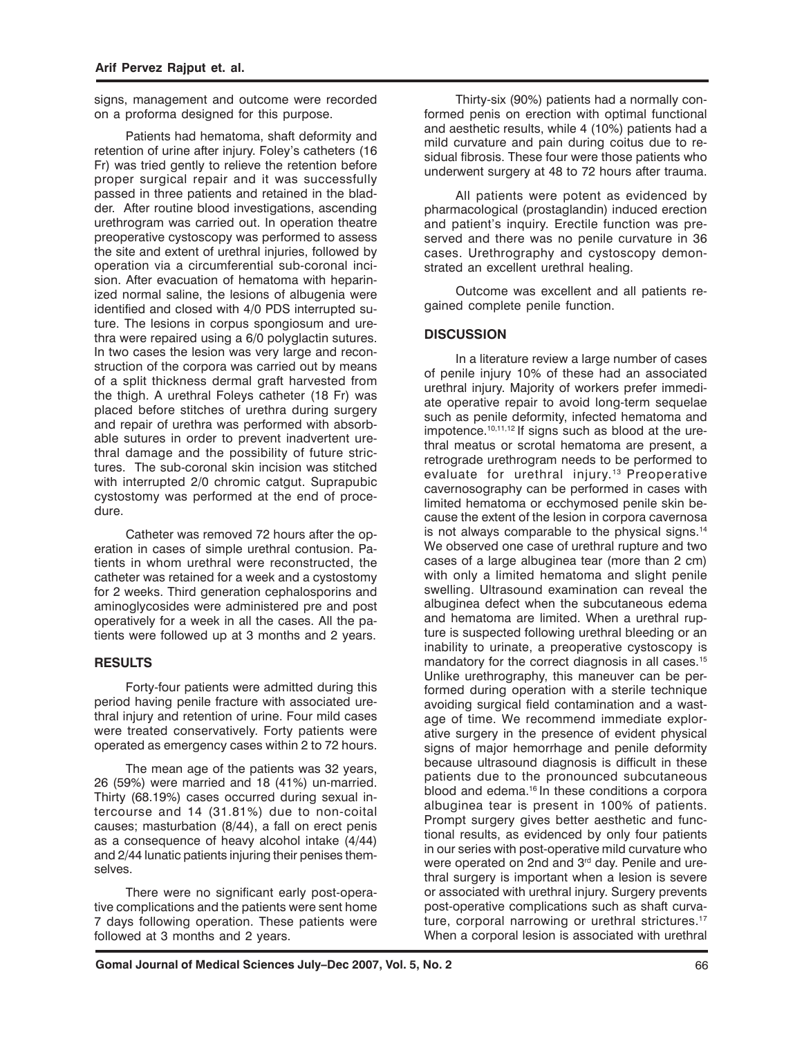signs, management and outcome were recorded on a proforma designed for this purpose.

Patients had hematoma, shaft deformity and retention of urine after injury. Foley's catheters (16 Fr) was tried gently to relieve the retention before proper surgical repair and it was successfully passed in three patients and retained in the bladder. After routine blood investigations, ascending urethrogram was carried out. In operation theatre preoperative cystoscopy was performed to assess the site and extent of urethral injuries, followed by operation via a circumferential sub-coronal incision. After evacuation of hematoma with heparinized normal saline, the lesions of albugenia were identified and closed with 4/0 PDS interrupted suture. The lesions in corpus spongiosum and urethra were repaired using a 6/0 polyglactin sutures. In two cases the lesion was very large and reconstruction of the corpora was carried out by means of a split thickness dermal graft harvested from the thigh. A urethral Foleys catheter (18 Fr) was placed before stitches of urethra during surgery and repair of urethra was performed with absorbable sutures in order to prevent inadvertent urethral damage and the possibility of future strictures. The sub-coronal skin incision was stitched with interrupted 2/0 chromic catgut. Suprapubic cystostomy was performed at the end of procedure.

Catheter was removed 72 hours after the operation in cases of simple urethral contusion. Patients in whom urethral were reconstructed, the catheter was retained for a week and a cystostomy for 2 weeks. Third generation cephalosporins and aminoglycosides were administered pre and post operatively for a week in all the cases. All the patients were followed up at 3 months and 2 years.

## RESULTS

Forty-four patients were admitted during this period having penile fracture with associated urethral injury and retention of urine. Four mild cases were treated conservatively. Forty patients were operated as emergency cases within 2 to 72 hours.

The mean age of the patients was 32 years, 26 (59%) were married and 18 (41%) un-married. Thirty (68.19%) cases occurred during sexual intercourse and 14 (31.81%) due to non-coital causes; masturbation (8/44), a fall on erect penis as a consequence of heavy alcohol intake (4/44) and 2/44 lunatic patients injuring their penises themselves.

There were no significant early post-operative complications and the patients were sent home 7 days following operation. These patients were followed at 3 months and 2 years.

Thirty-six (90%) patients had a normally conformed penis on erection with optimal functional and aesthetic results, while 4 (10%) patients had a mild curvature and pain during coitus due to residual fibrosis. These four were those patients who underwent surgery at 48 to 72 hours after trauma.

All patients were potent as evidenced by pharmacological (prostaglandin) induced erection and patient's inquiry. Erectile function was preserved and there was no penile curvature in 36 cases. Urethrography and cystoscopy demonstrated an excellent urethral healing.

Outcome was excellent and all patients regained complete penile function.

## DISCUSSION

In a literature review a large number of cases of penile injury 10% of these had an associated urethral injury. Majority of workers prefer immediate operative repair to avoid long-term sequelae such as penile deformity, infected hematoma and impotence.[10,11,12] If signs such as blood at the urethral meatus or scrotal hematoma are present, a retrograde urethrogram needs to be performed to evaluate for urethral injury.[13] Preoperative cavernosography can be performed in cases with limited hematoma or ecchymosed penile skin because the extent of the lesion in corpora cavernosa is not always comparable to the physical signs.[14] We observed one case of urethral rupture and two cases of a large albuginea tear (more than 2 cm) with only a limited hematoma and slight penile swelling. Ultrasound examination can reveal the albuginea defect when the subcutaneous edema and hematoma are limited. When a urethral rupture is suspected following urethral bleeding or an inability to urinate, a preoperative cystoscopy is mandatory for the correct diagnosis in all cases.[15] Unlike urethrography, this maneuver can be performed during operation with a sterile technique avoiding surgical field contamination and a wastage of time. We recommend immediate explorative surgery in the presence of evident physical signs of major hemorrhage and penile deformity because ultrasound diagnosis is difficult in these patients due to the pronounced subcutaneous blood and edema.[16] In these conditions a corpora albuginea tear is present in 100% of patients. Prompt surgery gives better aesthetic and functional results, as evidenced by only four patients in our series with post-operative mild curvature who were operated on 2nd and 3rd day. Penile and urethral surgery is important when a lesion is severe or associated with urethral injury. Surgery prevents post-operative complications such as shaft curvature, corporal narrowing or urethral strictures.[17] When a corporal lesion is associated with urethral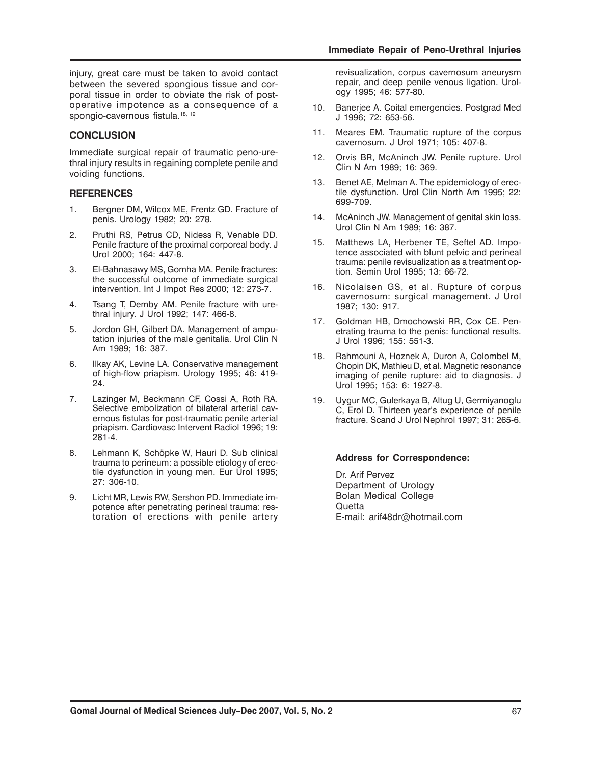injury, great care must be taken to avoid contact between the severed spongious tissue and corporal tissue in order to obviate the risk of postoperative impotence as a consequence of a spongio-cavernous fistula.[18, 19]

## CONCLUSION

Immediate surgical repair of traumatic peno-urethral injury results in regaining complete penile and voiding functions.

## REFERENCES

1. Bergner DM, Wilcox ME, Frentz GD. Fracture of penis. Urology 1982; 20: 278.
2. Pruthi RS, Petrus CD, Nidess R, Venable DD. Penile fracture of the proximal corporeal body. J Urol 2000; 164: 447-8.
3. El-Bahnasawy MS, Gomha MA. Penile fractures: the successful outcome of immediate surgical intervention. Int J Impot Res 2000; 12: 273-7.
4. Tsang T, Demby AM. Penile fracture with urethral injury. J Urol 1992; 147: 466-8.
5. Jordon GH, Gilbert DA. Management of amputation injuries of the male genitalia. Urol Clin N Am 1989; 16: 387.
6. Ilkay AK, Levine LA. Conservative management of high-flow priapism. Urology 1995; 46: 419-24.
7. Lazinger M, Beckmann CF, Cossi A, Roth RA. Selective embolization of bilateral arterial cavernous fistulas for post-traumatic penile arterial priapism. Cardiovasc Intervent Radiol 1996; 19: 281-4.
8. Lehmann K, Schöpke W, Hauri D. Sub clinical trauma to perineum: a possible etiology of erectile dysfunction in young men. Eur Urol 1995; 27: 306-10.
9. Licht MR, Lewis RW, Sershon PD. Immediate impotence after penetrating perineal trauma: restoration of erections with penile artery revisualization, corpus cavernosum aneurysm repair, and deep penile venous ligation. Urology 1995; 46: 577-80.
10. Banerjee A. Coital emergencies. Postgrad Med J 1996; 72: 653-56.
11. Meares EM. Traumatic rupture of the corpus cavernosum. J Urol 1971; 105: 407-8.
12. Orvis BR, McAninch JW. Penile rupture. Urol Clin N Am 1989; 16: 369.
13. Benet AE, Melman A. The epidemiology of erectile dysfunction. Urol Clin North Am 1995; 22: 699-709.
14. McAninch JW. Management of genital skin loss. Urol Clin N Am 1989; 16: 387.
15. Matthews LA, Herbener TE, Seftel AD. Impotence associated with blunt pelvic and perineal trauma: penile revisualization as a treatment option. Semin Urol 1995; 13: 66-72.
16. Nicolaisen GS, et al. Rupture of corpus cavernosum: surgical management. J Urol 1987; 130: 917.
17. Goldman HB, Dmochowski RR, Cox CE. Penetrating trauma to the penis: functional results. J Urol 1996; 155: 551-3.
18. Rahmouni A, Hoznek A, Duron A, Colombel M, Chopin DK, Mathieu D, et al. Magnetic resonance imaging of penile rupture: aid to diagnosis. J Urol 1995; 153: 6: 1927-8.
19. Uygur MC, Gulerkaya B, Altug U, Germiyanoglu C, Erol D. Thirteen year's experience of penile fracture. Scand J Urol Nephrol 1997; 31: 265-6.

**Address for Correspondence:**

Dr. Arif Pervez
Department of Urology
Bolan Medical College
Quetta
E-mail: arif48dr@hotmail.com